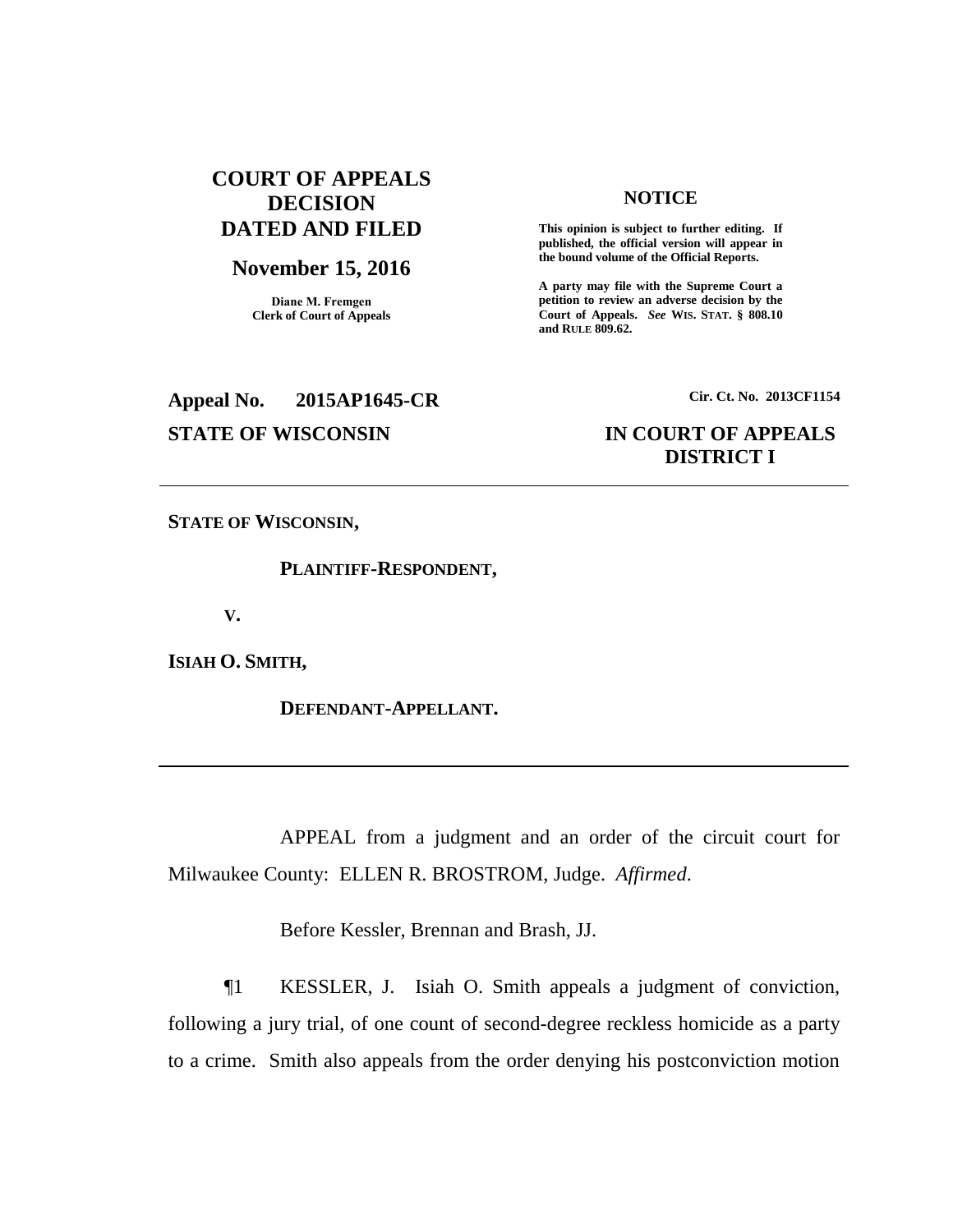**COURT OF APPEALS DECISION DATED AND FILED**

**November 15, 2016**

**Diane M. Fremgen**
**Clerk of Court of Appeals**

**NOTICE**

**This opinion is subject to further editing. If published, the official version will appear in the bound volume of the Official Reports.**

**A party may file with the Supreme Court a petition to review an adverse decision by the Court of Appeals. *See* WIS. STAT. § 808.10 and RULE 809.62.**

**Appeal No. 2015AP1645-CR**

**Cir. Ct. No. 2013CF1154**

**STATE OF WISCONSIN**

**IN COURT OF APPEALS**
**DISTRICT I**

---

**STATE OF WISCONSIN,**

**PLAINTIFF-RESPONDENT,**

**V.**

**ISIAH O. SMITH,**

**DEFENDANT-APPELLANT.**

---

APPEAL from a judgment and an order of the circuit court for Milwaukee County: ELLEN R. BROSTROM, Judge. *Affirmed*.

Before Kessler, Brennan and Brash, JJ.

¶1 KESSLER, J. Isiah O. Smith appeals a judgment of conviction, following a jury trial, of one count of second-degree reckless homicide as a party to a crime. Smith also appeals from the order denying his postconviction motion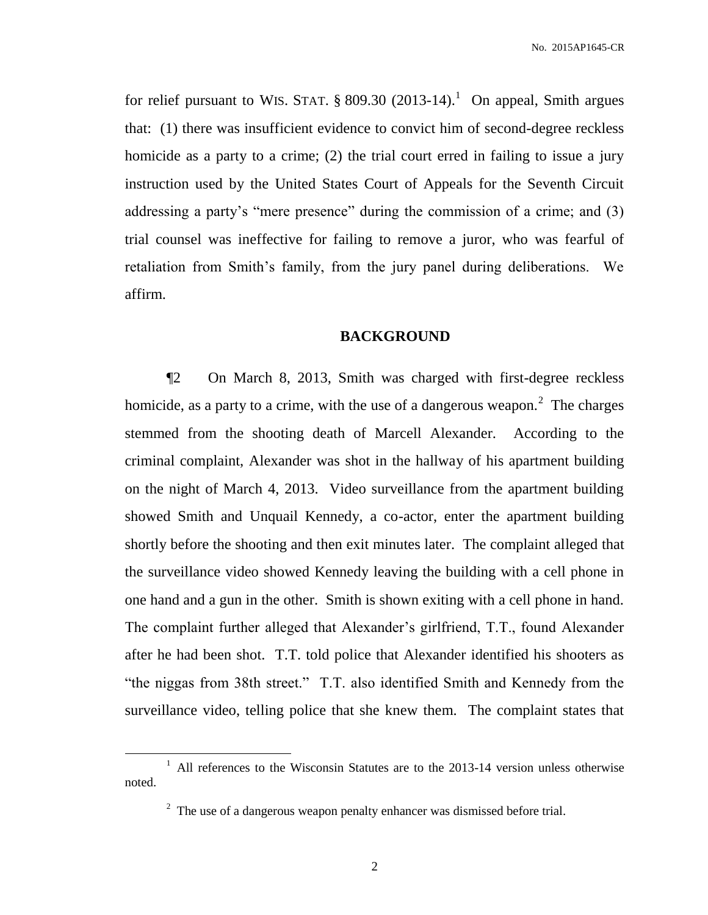for relief pursuant to WIS. STAT. § 809.30 (2013-14).[1] On appeal, Smith argues that: (1) there was insufficient evidence to convict him of second-degree reckless homicide as a party to a crime; (2) the trial court erred in failing to issue a jury instruction used by the United States Court of Appeals for the Seventh Circuit addressing a party's "mere presence" during the commission of a crime; and (3) trial counsel was ineffective for failing to remove a juror, who was fearful of retaliation from Smith's family, from the jury panel during deliberations. We affirm.

## BACKGROUND

¶2 On March 8, 2013, Smith was charged with first-degree reckless homicide, as a party to a crime, with the use of a dangerous weapon.[2] The charges stemmed from the shooting death of Marcell Alexander. According to the criminal complaint, Alexander was shot in the hallway of his apartment building on the night of March 4, 2013. Video surveillance from the apartment building showed Smith and Unquail Kennedy, a co-actor, enter the apartment building shortly before the shooting and then exit minutes later. The complaint alleged that the surveillance video showed Kennedy leaving the building with a cell phone in one hand and a gun in the other. Smith is shown exiting with a cell phone in hand. The complaint further alleged that Alexander's girlfriend, T.T., found Alexander after he had been shot. T.T. told police that Alexander identified his shooters as "the niggas from 38th street." T.T. also identified Smith and Kennedy from the surveillance video, telling police that she knew them. The complaint states that

---

[1] All references to the Wisconsin Statutes are to the 2013-14 version unless otherwise noted.

[2] The use of a dangerous weapon penalty enhancer was dismissed before trial.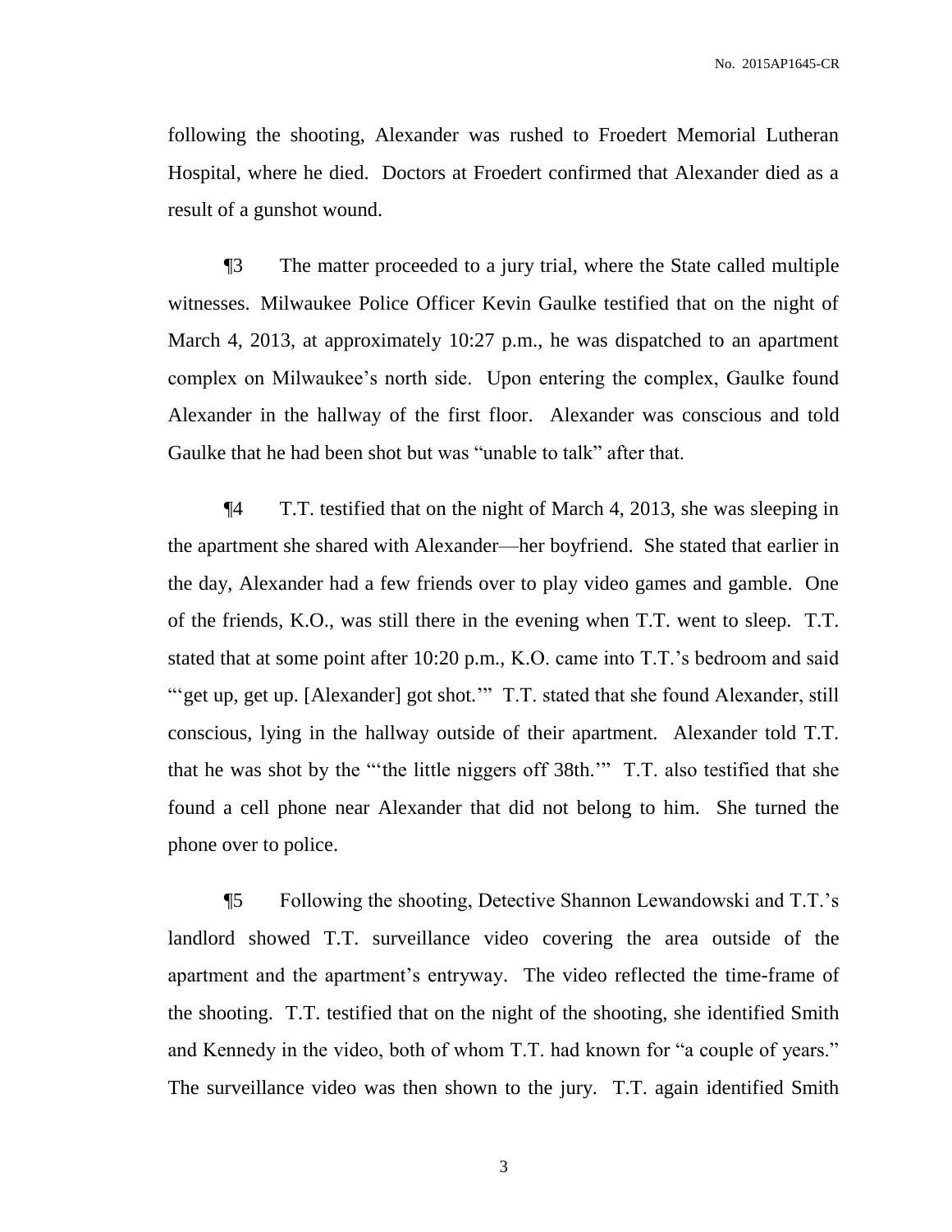following the shooting, Alexander was rushed to Froedert Memorial Lutheran Hospital, where he died. Doctors at Froedert confirmed that Alexander died as a result of a gunshot wound.

¶3 The matter proceeded to a jury trial, where the State called multiple witnesses. Milwaukee Police Officer Kevin Gaulke testified that on the night of March 4, 2013, at approximately 10:27 p.m., he was dispatched to an apartment complex on Milwaukee's north side. Upon entering the complex, Gaulke found Alexander in the hallway of the first floor. Alexander was conscious and told Gaulke that he had been shot but was "unable to talk" after that.

¶4 T.T. testified that on the night of March 4, 2013, she was sleeping in the apartment she shared with Alexander—her boyfriend. She stated that earlier in the day, Alexander had a few friends over to play video games and gamble. One of the friends, K.O., was still there in the evening when T.T. went to sleep. T.T. stated that at some point after 10:20 p.m., K.O. came into T.T.'s bedroom and said "'get up, get up. [Alexander] got shot.'" T.T. stated that she found Alexander, still conscious, lying in the hallway outside of their apartment. Alexander told T.T. that he was shot by the "'the little niggers off 38th.'" T.T. also testified that she found a cell phone near Alexander that did not belong to him. She turned the phone over to police.

¶5 Following the shooting, Detective Shannon Lewandowski and T.T.'s landlord showed T.T. surveillance video covering the area outside of the apartment and the apartment's entryway. The video reflected the time-frame of the shooting. T.T. testified that on the night of the shooting, she identified Smith and Kennedy in the video, both of whom T.T. had known for "a couple of years." The surveillance video was then shown to the jury. T.T. again identified Smith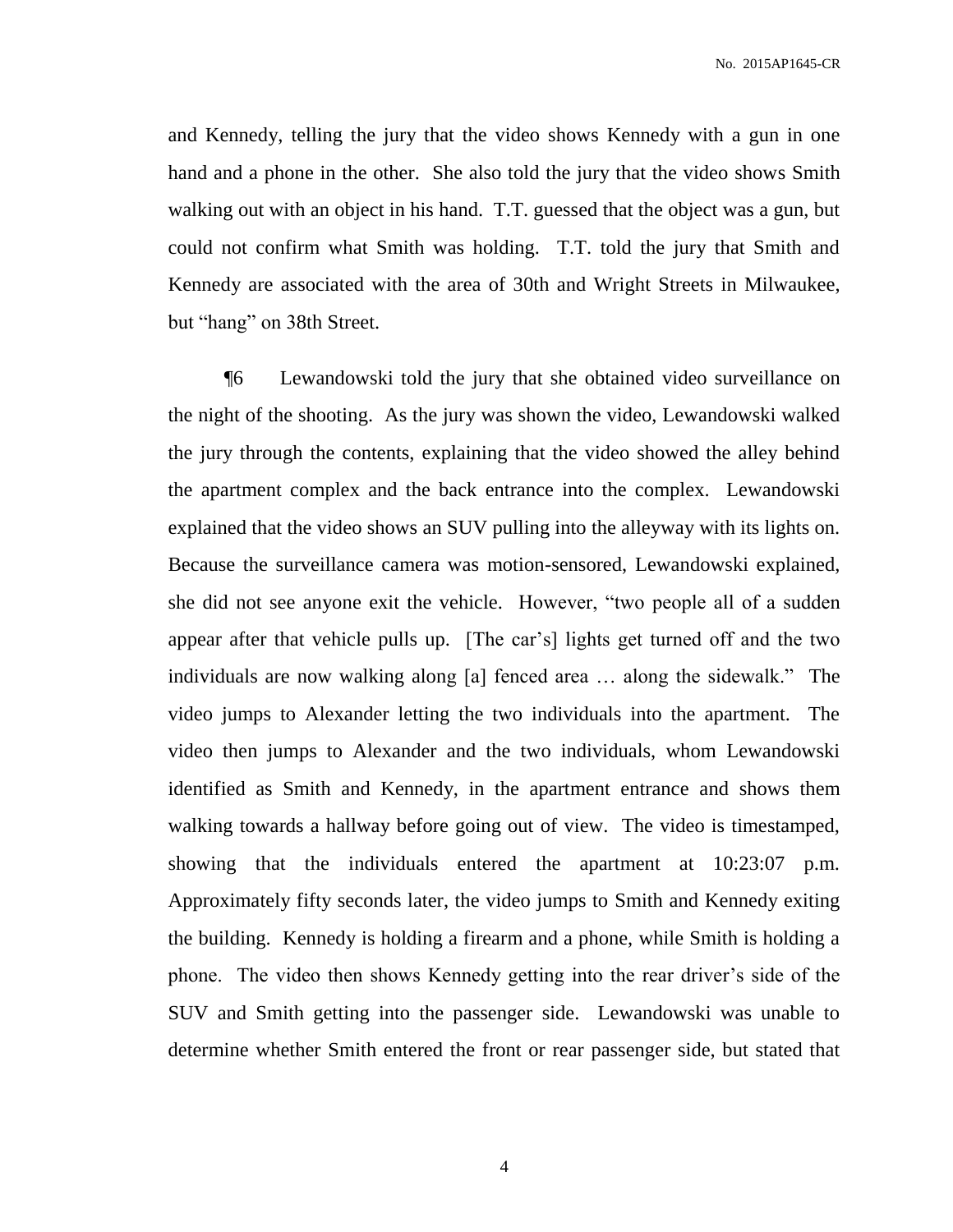and Kennedy, telling the jury that the video shows Kennedy with a gun in one hand and a phone in the other. She also told the jury that the video shows Smith walking out with an object in his hand. T.T. guessed that the object was a gun, but could not confirm what Smith was holding. T.T. told the jury that Smith and Kennedy are associated with the area of 30th and Wright Streets in Milwaukee, but "hang" on 38th Street.

¶6 Lewandowski told the jury that she obtained video surveillance on the night of the shooting. As the jury was shown the video, Lewandowski walked the jury through the contents, explaining that the video showed the alley behind the apartment complex and the back entrance into the complex. Lewandowski explained that the video shows an SUV pulling into the alleyway with its lights on. Because the surveillance camera was motion-sensored, Lewandowski explained, she did not see anyone exit the vehicle. However, "two people all of a sudden appear after that vehicle pulls up. [The car's] lights get turned off and the two individuals are now walking along [a] fenced area … along the sidewalk." The video jumps to Alexander letting the two individuals into the apartment. The video then jumps to Alexander and the two individuals, whom Lewandowski identified as Smith and Kennedy, in the apartment entrance and shows them walking towards a hallway before going out of view. The video is timestamped, showing that the individuals entered the apartment at 10:23:07 p.m. Approximately fifty seconds later, the video jumps to Smith and Kennedy exiting the building. Kennedy is holding a firearm and a phone, while Smith is holding a phone. The video then shows Kennedy getting into the rear driver's side of the SUV and Smith getting into the passenger side. Lewandowski was unable to determine whether Smith entered the front or rear passenger side, but stated that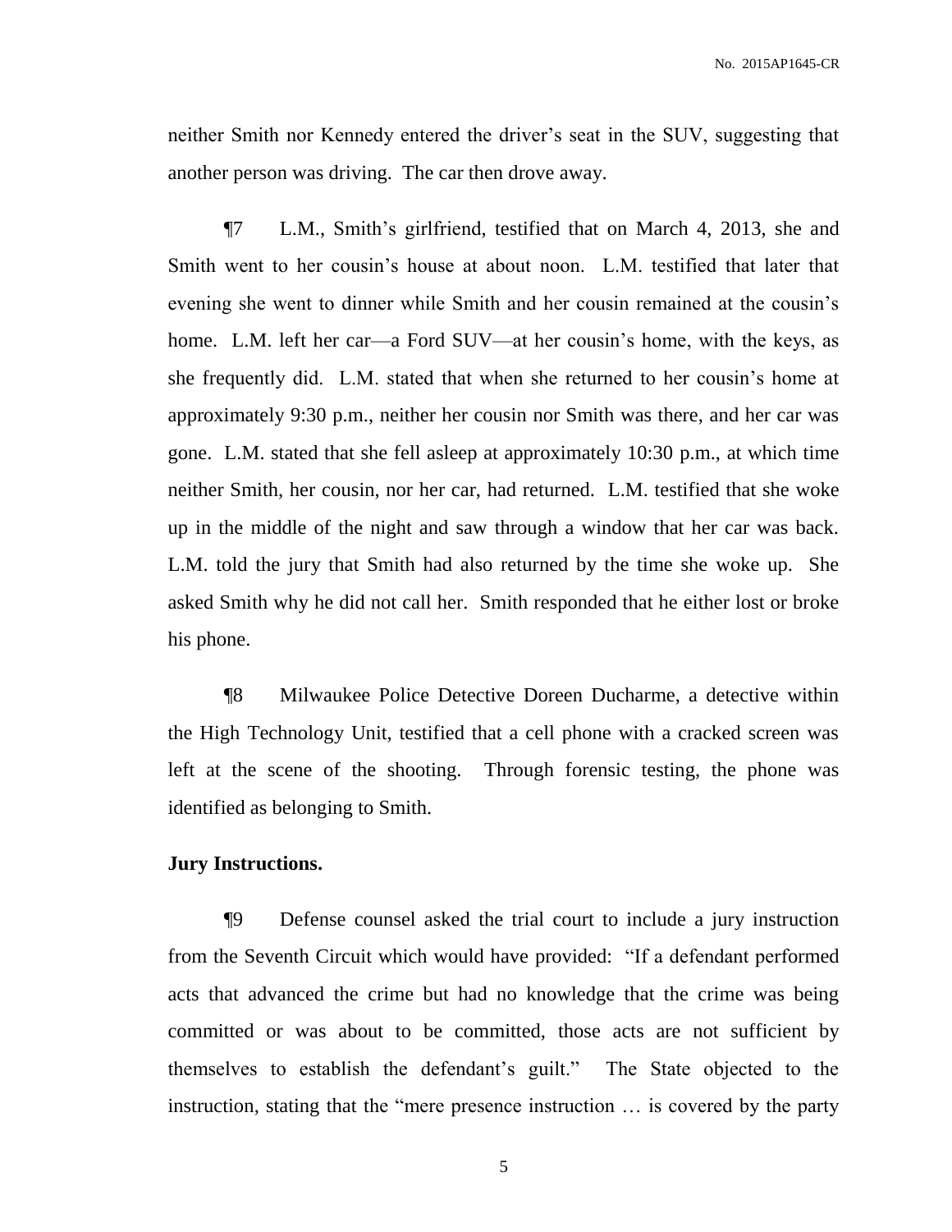neither Smith nor Kennedy entered the driver's seat in the SUV, suggesting that another person was driving. The car then drove away.

¶7 L.M., Smith's girlfriend, testified that on March 4, 2013, she and Smith went to her cousin's house at about noon. L.M. testified that later that evening she went to dinner while Smith and her cousin remained at the cousin's home. L.M. left her car—a Ford SUV—at her cousin's home, with the keys, as she frequently did. L.M. stated that when she returned to her cousin's home at approximately 9:30 p.m., neither her cousin nor Smith was there, and her car was gone. L.M. stated that she fell asleep at approximately 10:30 p.m., at which time neither Smith, her cousin, nor her car, had returned. L.M. testified that she woke up in the middle of the night and saw through a window that her car was back. L.M. told the jury that Smith had also returned by the time she woke up. She asked Smith why he did not call her. Smith responded that he either lost or broke his phone.

¶8 Milwaukee Police Detective Doreen Ducharme, a detective within the High Technology Unit, testified that a cell phone with a cracked screen was left at the scene of the shooting. Through forensic testing, the phone was identified as belonging to Smith.

**Jury Instructions.**

¶9 Defense counsel asked the trial court to include a jury instruction from the Seventh Circuit which would have provided: "If a defendant performed acts that advanced the crime but had no knowledge that the crime was being committed or was about to be committed, those acts are not sufficient by themselves to establish the defendant's guilt." The State objected to the instruction, stating that the "mere presence instruction … is covered by the party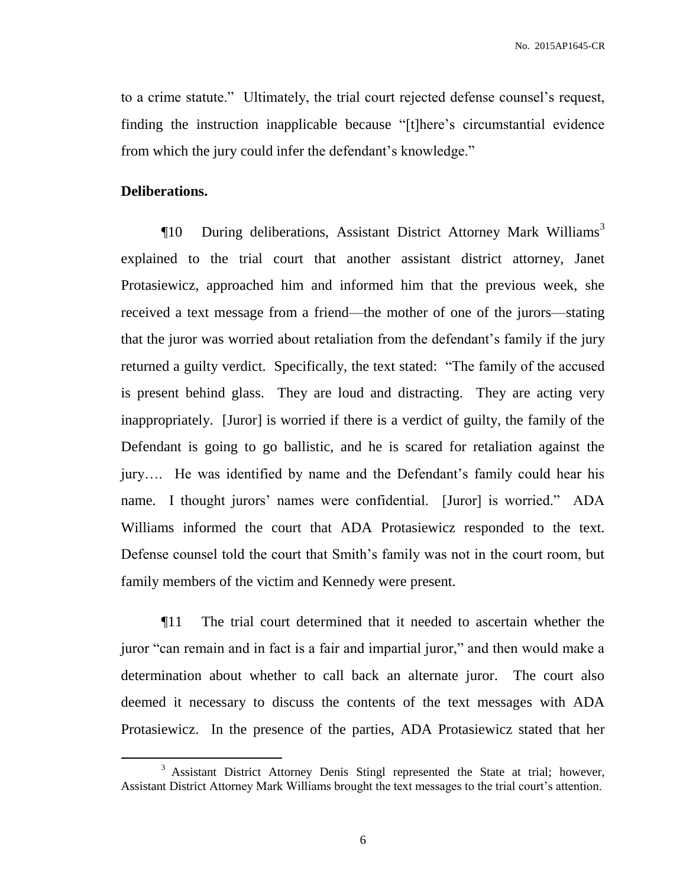to a crime statute." Ultimately, the trial court rejected defense counsel's request, finding the instruction inapplicable because "[t]here's circumstantial evidence from which the jury could infer the defendant's knowledge."

**Deliberations.**

¶10 During deliberations, Assistant District Attorney Mark Williams[3] explained to the trial court that another assistant district attorney, Janet Protasiewicz, approached him and informed him that the previous week, she received a text message from a friend—the mother of one of the jurors—stating that the juror was worried about retaliation from the defendant's family if the jury returned a guilty verdict. Specifically, the text stated: "The family of the accused is present behind glass. They are loud and distracting. They are acting very inappropriately. [Juror] is worried if there is a verdict of guilty, the family of the Defendant is going to go ballistic, and he is scared for retaliation against the jury…. He was identified by name and the Defendant's family could hear his name. I thought jurors' names were confidential. [Juror] is worried." ADA Williams informed the court that ADA Protasiewicz responded to the text. Defense counsel told the court that Smith's family was not in the court room, but family members of the victim and Kennedy were present.

¶11 The trial court determined that it needed to ascertain whether the juror "can remain and in fact is a fair and impartial juror," and then would make a determination about whether to call back an alternate juror. The court also deemed it necessary to discuss the contents of the text messages with ADA Protasiewicz. In the presence of the parties, ADA Protasiewicz stated that her

[3] Assistant District Attorney Denis Stingl represented the State at trial; however, Assistant District Attorney Mark Williams brought the text messages to the trial court's attention.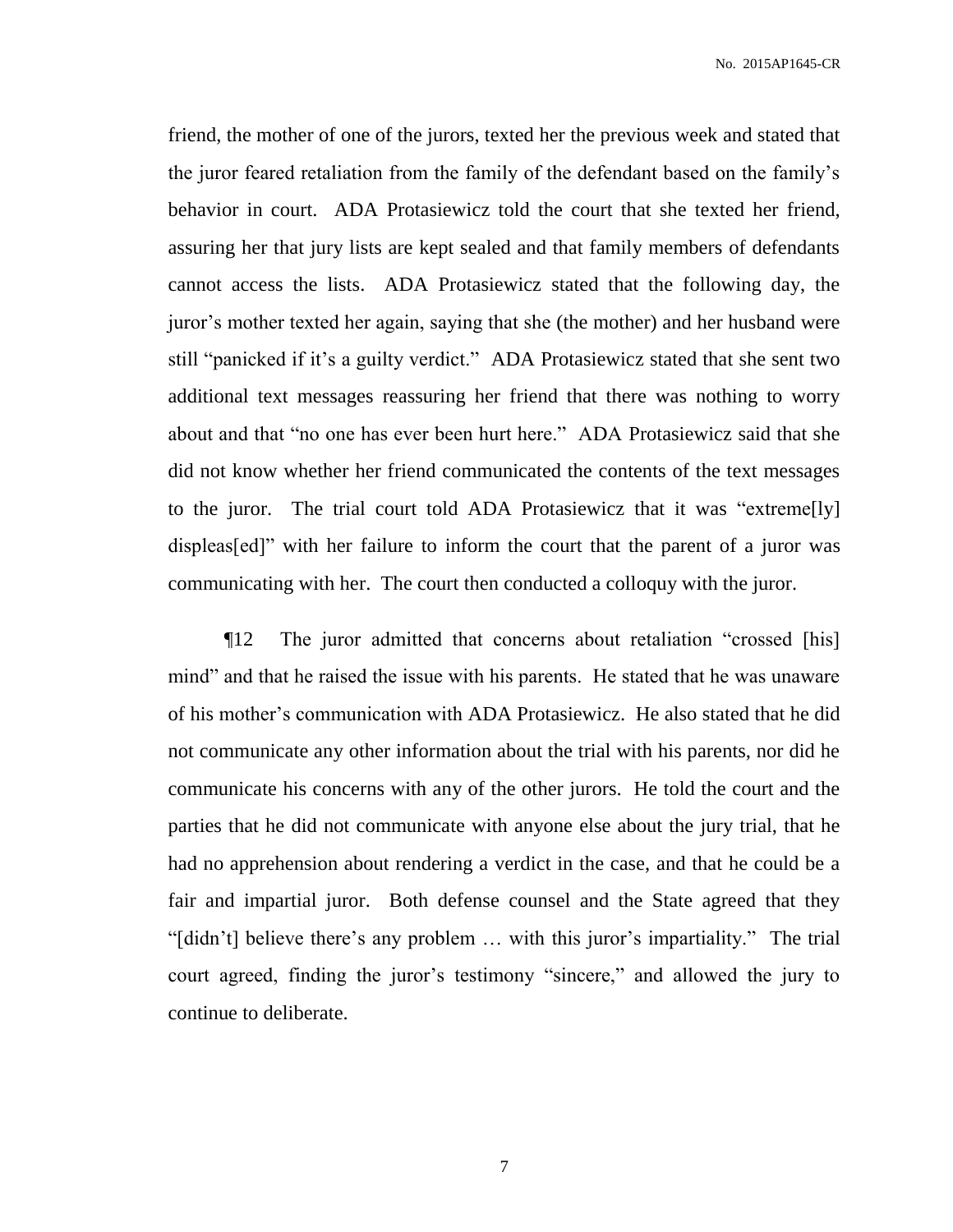friend, the mother of one of the jurors, texted her the previous week and stated that the juror feared retaliation from the family of the defendant based on the family's behavior in court. ADA Protasiewicz told the court that she texted her friend, assuring her that jury lists are kept sealed and that family members of defendants cannot access the lists. ADA Protasiewicz stated that the following day, the juror's mother texted her again, saying that she (the mother) and her husband were still "panicked if it's a guilty verdict." ADA Protasiewicz stated that she sent two additional text messages reassuring her friend that there was nothing to worry about and that "no one has ever been hurt here." ADA Protasiewicz said that she did not know whether her friend communicated the contents of the text messages to the juror. The trial court told ADA Protasiewicz that it was "extreme[ly] displeas[ed]" with her failure to inform the court that the parent of a juror was communicating with her. The court then conducted a colloquy with the juror.

¶12 The juror admitted that concerns about retaliation "crossed [his] mind" and that he raised the issue with his parents. He stated that he was unaware of his mother's communication with ADA Protasiewicz. He also stated that he did not communicate any other information about the trial with his parents, nor did he communicate his concerns with any of the other jurors. He told the court and the parties that he did not communicate with anyone else about the jury trial, that he had no apprehension about rendering a verdict in the case, and that he could be a fair and impartial juror. Both defense counsel and the State agreed that they "[didn't] believe there's any problem … with this juror's impartiality." The trial court agreed, finding the juror's testimony "sincere," and allowed the jury to continue to deliberate.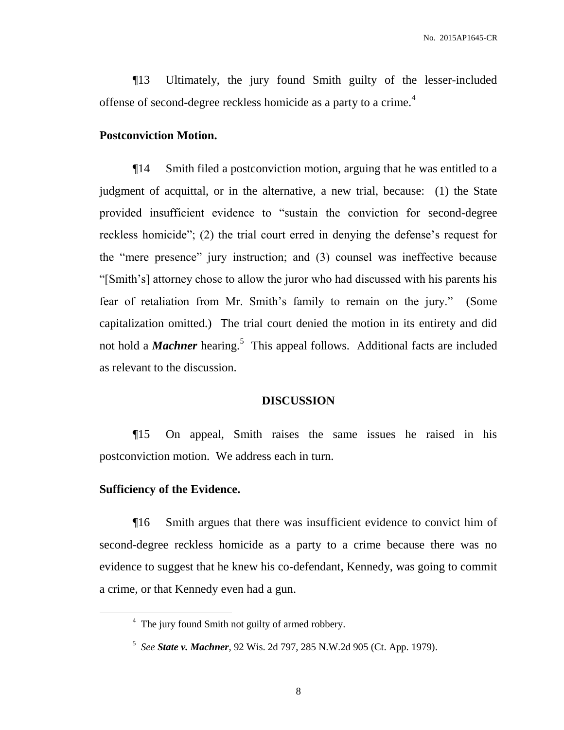¶13 Ultimately, the jury found Smith guilty of the lesser-included offense of second-degree reckless homicide as a party to a crime.[4]

**Postconviction Motion.**

¶14 Smith filed a postconviction motion, arguing that he was entitled to a judgment of acquittal, or in the alternative, a new trial, because: (1) the State provided insufficient evidence to "sustain the conviction for second-degree reckless homicide"; (2) the trial court erred in denying the defense's request for the "mere presence" jury instruction; and (3) counsel was ineffective because "[Smith's] attorney chose to allow the juror who had discussed with his parents his fear of retaliation from Mr. Smith's family to remain on the jury." (Some capitalization omitted.) The trial court denied the motion in its entirety and did not hold a ***Machner*** hearing.[5] This appeal follows. Additional facts are included as relevant to the discussion.

## DISCUSSION

¶15 On appeal, Smith raises the same issues he raised in his postconviction motion. We address each in turn.

**Sufficiency of the Evidence.**

¶16 Smith argues that there was insufficient evidence to convict him of second-degree reckless homicide as a party to a crime because there was no evidence to suggest that he knew his co-defendant, Kennedy, was going to commit a crime, or that Kennedy even had a gun.

---

[4] The jury found Smith not guilty of armed robbery.

[5] *See **State v. Machner***, 92 Wis. 2d 797, 285 N.W.2d 905 (Ct. App. 1979).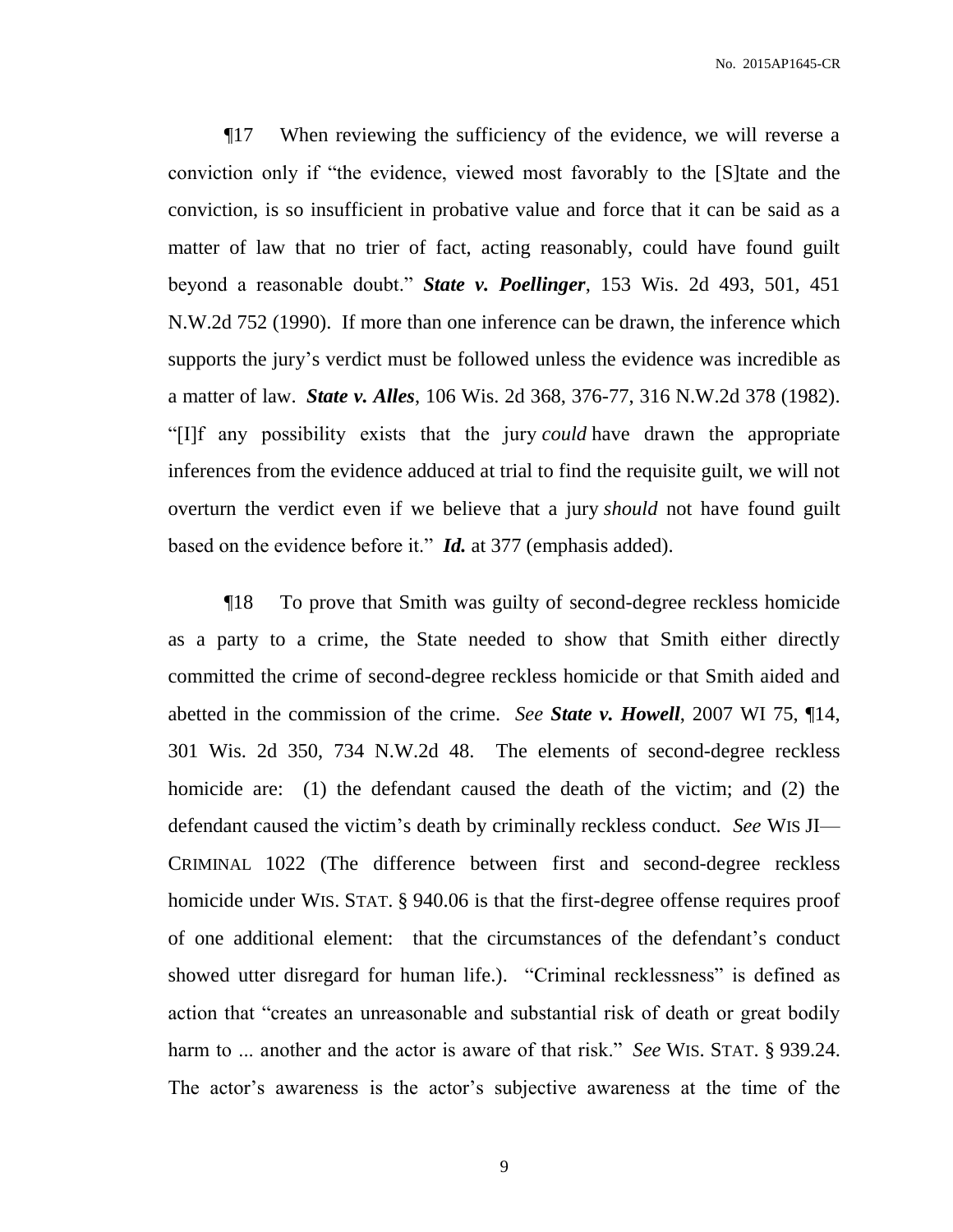¶17 When reviewing the sufficiency of the evidence, we will reverse a conviction only if "the evidence, viewed most favorably to the [S]tate and the conviction, is so insufficient in probative value and force that it can be said as a matter of law that no trier of fact, acting reasonably, could have found guilt beyond a reasonable doubt." ***State v. Poellinger***, 153 Wis. 2d 493, 501, 451 N.W.2d 752 (1990). If more than one inference can be drawn, the inference which supports the jury's verdict must be followed unless the evidence was incredible as a matter of law. ***State v. Alles***, 106 Wis. 2d 368, 376-77, 316 N.W.2d 378 (1982). "[I]f any possibility exists that the jury *could* have drawn the appropriate inferences from the evidence adduced at trial to find the requisite guilt, we will not overturn the verdict even if we believe that a jury *should* not have found guilt based on the evidence before it." ***Id.*** at 377 (emphasis added).

¶18 To prove that Smith was guilty of second-degree reckless homicide as a party to a crime, the State needed to show that Smith either directly committed the crime of second-degree reckless homicide or that Smith aided and abetted in the commission of the crime. *See* ***State v. Howell***, 2007 WI 75, ¶14, 301 Wis. 2d 350, 734 N.W.2d 48. The elements of second-degree reckless homicide are: (1) the defendant caused the death of the victim; and (2) the defendant caused the victim's death by criminally reckless conduct. *See* WIS JI—CRIMINAL 1022 (The difference between first and second-degree reckless homicide under WIS. STAT. § 940.06 is that the first-degree offense requires proof of one additional element: that the circumstances of the defendant's conduct showed utter disregard for human life.). "Criminal recklessness" is defined as action that "creates an unreasonable and substantial risk of death or great bodily harm to ... another and the actor is aware of that risk." *See* WIS. STAT. § 939.24. The actor's awareness is the actor's subjective awareness at the time of the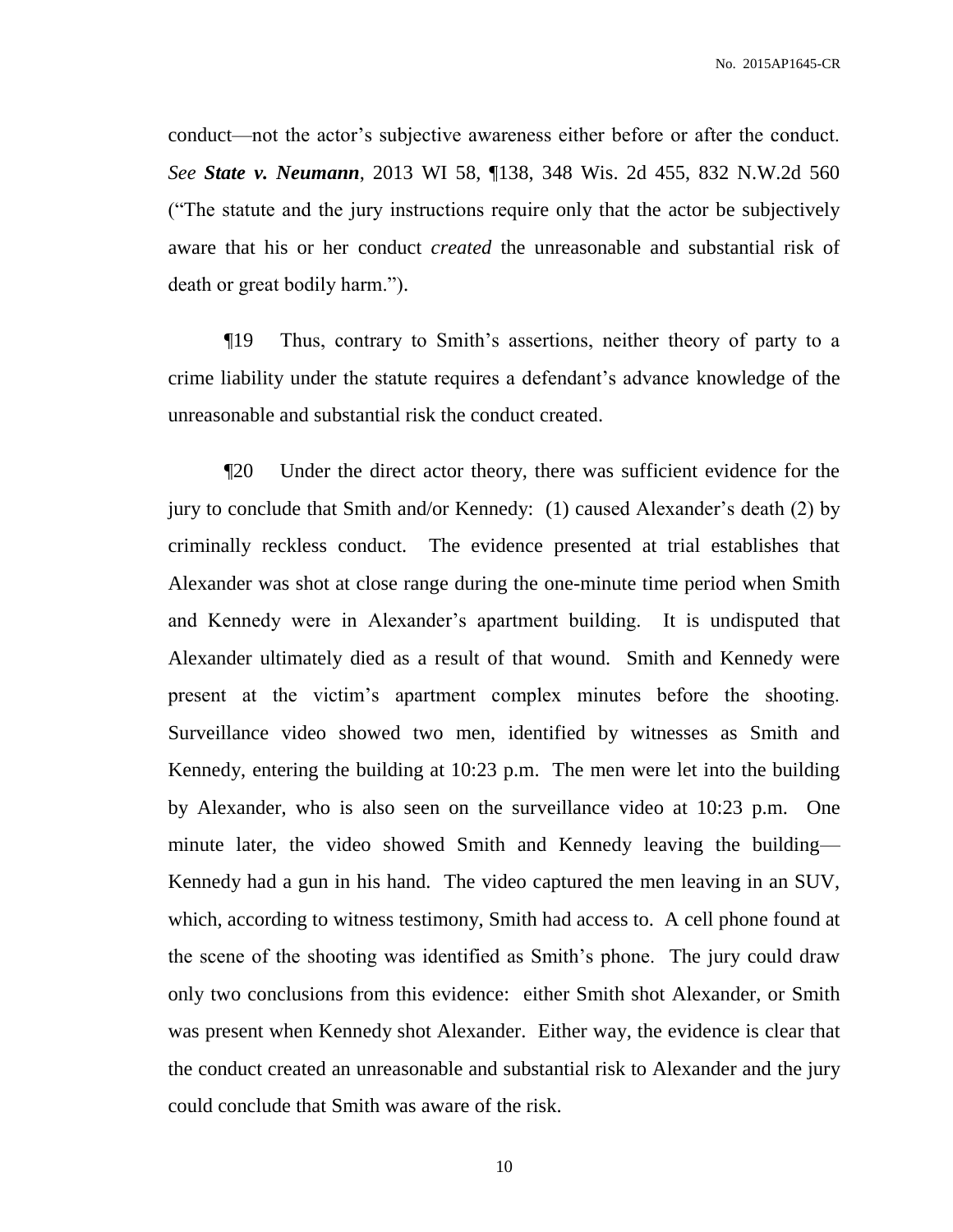conduct—not the actor's subjective awareness either before or after the conduct. *See* ***State v. Neumann***, 2013 WI 58, ¶138, 348 Wis. 2d 455, 832 N.W.2d 560 ("The statute and the jury instructions require only that the actor be subjectively aware that his or her conduct *created* the unreasonable and substantial risk of death or great bodily harm.").

¶19 Thus, contrary to Smith's assertions, neither theory of party to a crime liability under the statute requires a defendant's advance knowledge of the unreasonable and substantial risk the conduct created.

¶20 Under the direct actor theory, there was sufficient evidence for the jury to conclude that Smith and/or Kennedy: (1) caused Alexander's death (2) by criminally reckless conduct. The evidence presented at trial establishes that Alexander was shot at close range during the one-minute time period when Smith and Kennedy were in Alexander's apartment building. It is undisputed that Alexander ultimately died as a result of that wound. Smith and Kennedy were present at the victim's apartment complex minutes before the shooting. Surveillance video showed two men, identified by witnesses as Smith and Kennedy, entering the building at 10:23 p.m. The men were let into the building by Alexander, who is also seen on the surveillance video at 10:23 p.m. One minute later, the video showed Smith and Kennedy leaving the building—Kennedy had a gun in his hand. The video captured the men leaving in an SUV, which, according to witness testimony, Smith had access to. A cell phone found at the scene of the shooting was identified as Smith's phone. The jury could draw only two conclusions from this evidence: either Smith shot Alexander, or Smith was present when Kennedy shot Alexander. Either way, the evidence is clear that the conduct created an unreasonable and substantial risk to Alexander and the jury could conclude that Smith was aware of the risk.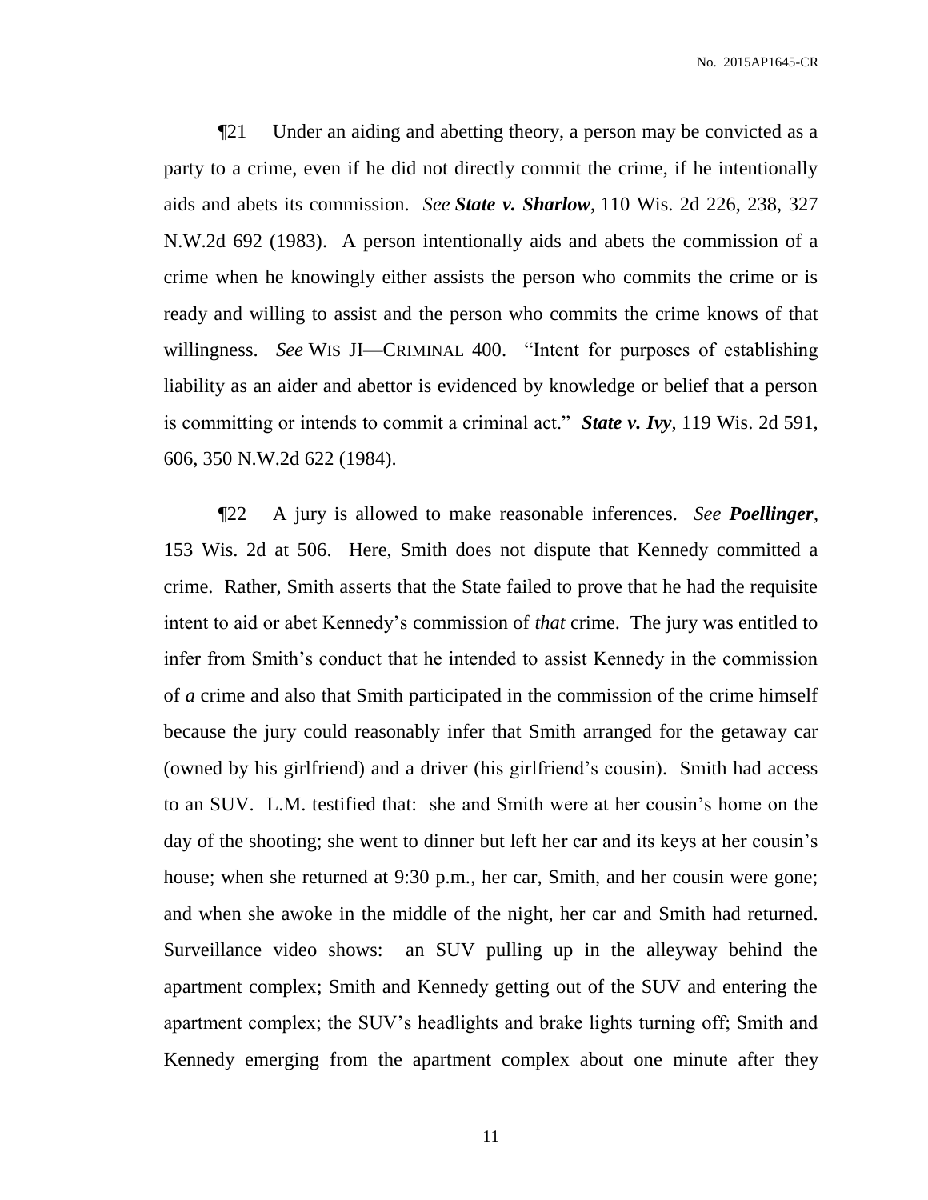¶21 Under an aiding and abetting theory, a person may be convicted as a party to a crime, even if he did not directly commit the crime, if he intentionally aids and abets its commission. *See* ***State v. Sharlow***, 110 Wis. 2d 226, 238, 327 N.W.2d 692 (1983). A person intentionally aids and abets the commission of a crime when he knowingly either assists the person who commits the crime or is ready and willing to assist and the person who commits the crime knows of that willingness. *See* WIS JI—CRIMINAL 400. "Intent for purposes of establishing liability as an aider and abettor is evidenced by knowledge or belief that a person is committing or intends to commit a criminal act." ***State v. Ivy***, 119 Wis. 2d 591, 606, 350 N.W.2d 622 (1984).

¶22 A jury is allowed to make reasonable inferences. *See* ***Poellinger***, 153 Wis. 2d at 506. Here, Smith does not dispute that Kennedy committed a crime. Rather, Smith asserts that the State failed to prove that he had the requisite intent to aid or abet Kennedy's commission of *that* crime. The jury was entitled to infer from Smith's conduct that he intended to assist Kennedy in the commission of ***a*** crime and also that Smith participated in the commission of the crime himself because the jury could reasonably infer that Smith arranged for the getaway car (owned by his girlfriend) and a driver (his girlfriend's cousin). Smith had access to an SUV. L.M. testified that: she and Smith were at her cousin's home on the day of the shooting; she went to dinner but left her car and its keys at her cousin's house; when she returned at 9:30 p.m., her car, Smith, and her cousin were gone; and when she awoke in the middle of the night, her car and Smith had returned. Surveillance video shows: an SUV pulling up in the alleyway behind the apartment complex; Smith and Kennedy getting out of the SUV and entering the apartment complex; the SUV's headlights and brake lights turning off; Smith and Kennedy emerging from the apartment complex about one minute after they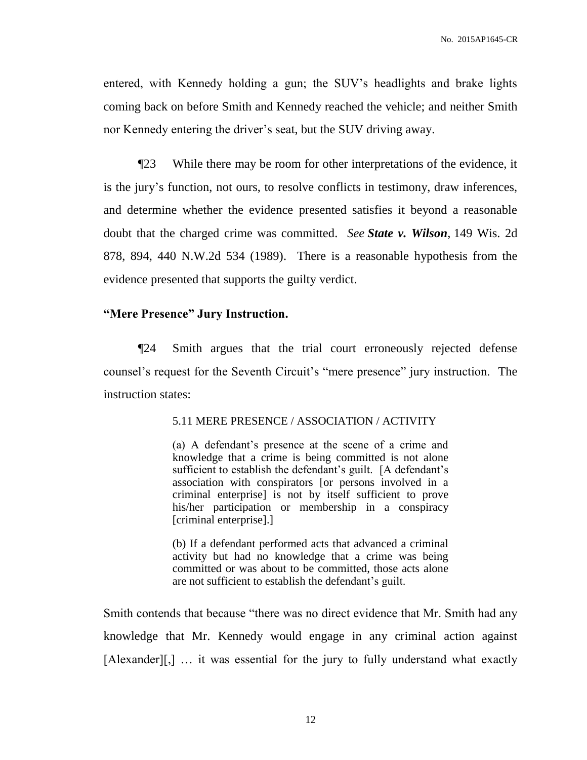entered, with Kennedy holding a gun; the SUV's headlights and brake lights coming back on before Smith and Kennedy reached the vehicle; and neither Smith nor Kennedy entering the driver's seat, but the SUV driving away.

¶23 While there may be room for other interpretations of the evidence, it is the jury's function, not ours, to resolve conflicts in testimony, draw inferences, and determine whether the evidence presented satisfies it beyond a reasonable doubt that the charged crime was committed. *See* ***State v. Wilson***, 149 Wis. 2d 878, 894, 440 N.W.2d 534 (1989). There is a reasonable hypothesis from the evidence presented that supports the guilty verdict.

**"Mere Presence" Jury Instruction.**

¶24 Smith argues that the trial court erroneously rejected defense counsel's request for the Seventh Circuit's "mere presence" jury instruction. The instruction states:

> 5.11 MERE PRESENCE / ASSOCIATION / ACTIVITY
>
> (a) A defendant's presence at the scene of a crime and knowledge that a crime is being committed is not alone sufficient to establish the defendant's guilt. [A defendant's association with conspirators [or persons involved in a criminal enterprise] is not by itself sufficient to prove his/her participation or membership in a conspiracy [criminal enterprise].]
>
> (b) If a defendant performed acts that advanced a criminal activity but had no knowledge that a crime was being committed or was about to be committed, those acts alone are not sufficient to establish the defendant's guilt.

Smith contends that because "there was no direct evidence that Mr. Smith had any knowledge that Mr. Kennedy would engage in any criminal action against [Alexander][,] … it was essential for the jury to fully understand what exactly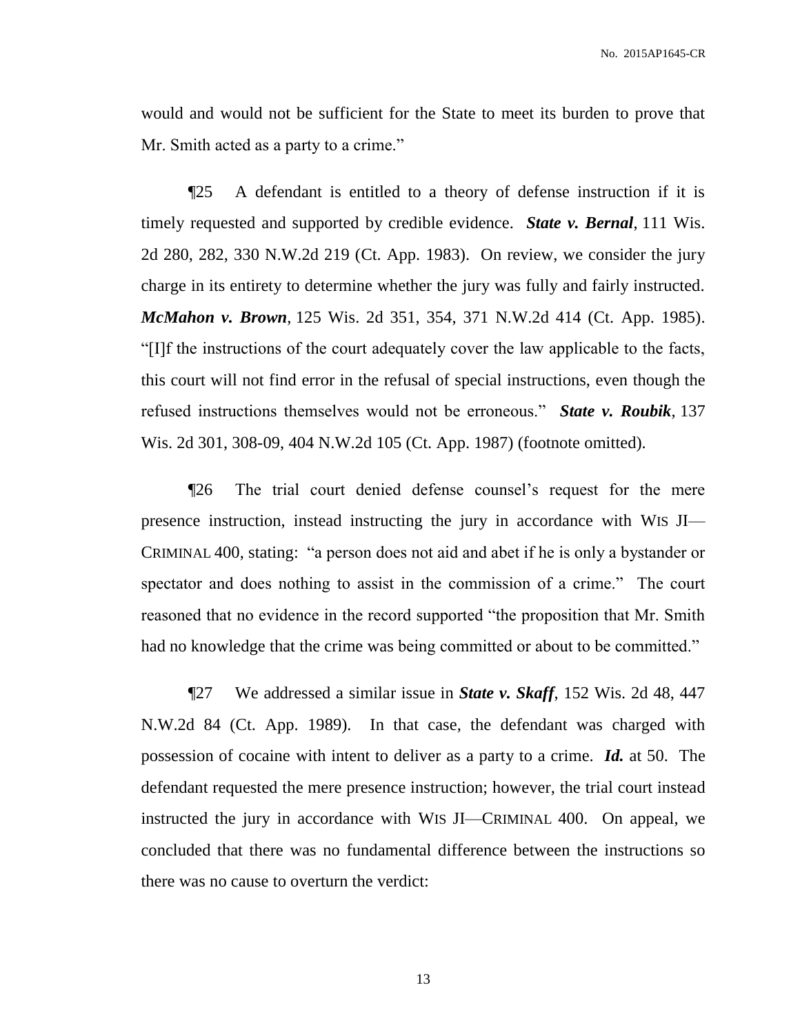would and would not be sufficient for the State to meet its burden to prove that Mr. Smith acted as a party to a crime."

¶25 A defendant is entitled to a theory of defense instruction if it is timely requested and supported by credible evidence. ***State v. Bernal***, 111 Wis. 2d 280, 282, 330 N.W.2d 219 (Ct. App. 1983). On review, we consider the jury charge in its entirety to determine whether the jury was fully and fairly instructed. ***McMahon v. Brown***, 125 Wis. 2d 351, 354, 371 N.W.2d 414 (Ct. App. 1985). "[I]f the instructions of the court adequately cover the law applicable to the facts, this court will not find error in the refusal of special instructions, even though the refused instructions themselves would not be erroneous." ***State v. Roubik***, 137 Wis. 2d 301, 308-09, 404 N.W.2d 105 (Ct. App. 1987) (footnote omitted).

¶26 The trial court denied defense counsel's request for the mere presence instruction, instead instructing the jury in accordance with WIS JI—CRIMINAL 400, stating: "a person does not aid and abet if he is only a bystander or spectator and does nothing to assist in the commission of a crime." The court reasoned that no evidence in the record supported "the proposition that Mr. Smith had no knowledge that the crime was being committed or about to be committed."

¶27 We addressed a similar issue in ***State v. Skaff***, 152 Wis. 2d 48, 447 N.W.2d 84 (Ct. App. 1989). In that case, the defendant was charged with possession of cocaine with intent to deliver as a party to a crime. ***Id.*** at 50. The defendant requested the mere presence instruction; however, the trial court instead instructed the jury in accordance with WIS JI—CRIMINAL 400. On appeal, we concluded that there was no fundamental difference between the instructions so there was no cause to overturn the verdict: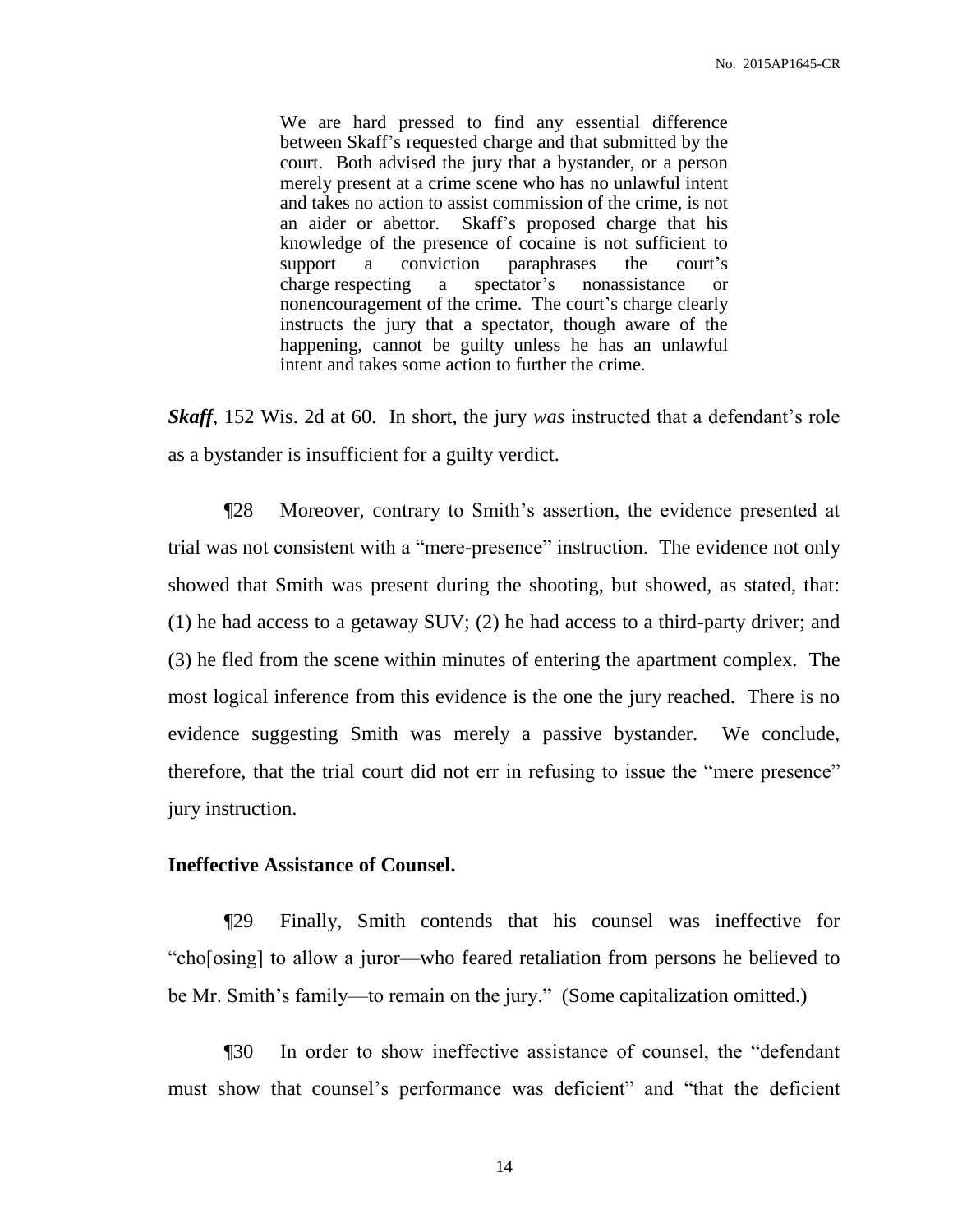> We are hard pressed to find any essential difference between Skaff's requested charge and that submitted by the court. Both advised the jury that a bystander, or a person merely present at a crime scene who has no unlawful intent and takes no action to assist commission of the crime, is not an aider or abettor. Skaff's proposed charge that his knowledge of the presence of cocaine is not sufficient to support a conviction paraphrases the court's charge respecting a spectator's nonassistance or nonencouragement of the crime. The court's charge clearly instructs the jury that a spectator, though aware of the happening, cannot be guilty unless he has an unlawful intent and takes some action to further the crime.

***Skaff***, 152 Wis. 2d at 60. In short, the jury *was* instructed that a defendant's role as a bystander is insufficient for a guilty verdict.

¶28 Moreover, contrary to Smith's assertion, the evidence presented at trial was not consistent with a "mere-presence" instruction. The evidence not only showed that Smith was present during the shooting, but showed, as stated, that: (1) he had access to a getaway SUV; (2) he had access to a third-party driver; and (3) he fled from the scene within minutes of entering the apartment complex. The most logical inference from this evidence is the one the jury reached. There is no evidence suggesting Smith was merely a passive bystander. We conclude, therefore, that the trial court did not err in refusing to issue the "mere presence" jury instruction.

**Ineffective Assistance of Counsel.**

¶29 Finally, Smith contends that his counsel was ineffective for "cho[osing] to allow a juror—who feared retaliation from persons he believed to be Mr. Smith's family—to remain on the jury." (Some capitalization omitted.)

¶30 In order to show ineffective assistance of counsel, the "defendant must show that counsel's performance was deficient" and "that the deficient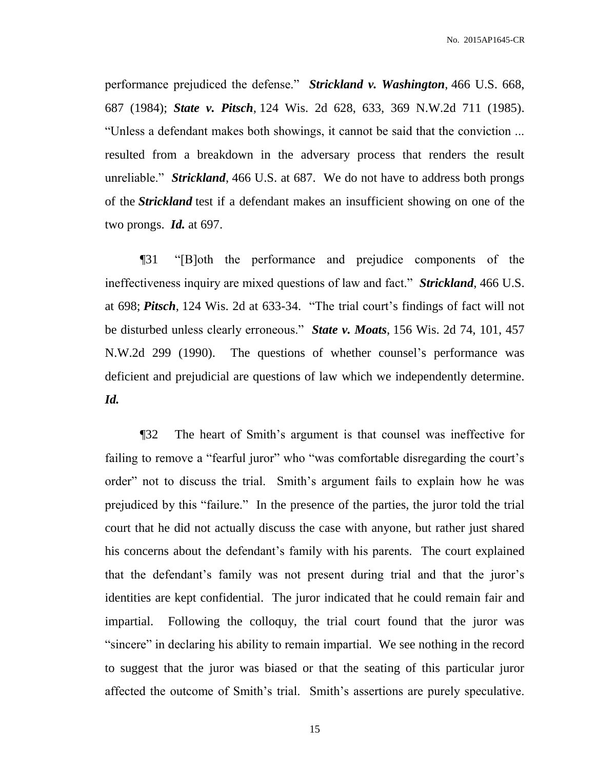performance prejudiced the defense." ***Strickland v. Washington***, 466 U.S. 668, 687 (1984); ***State v. Pitsch***, 124 Wis. 2d 628, 633, 369 N.W.2d 711 (1985). "Unless a defendant makes both showings, it cannot be said that the conviction ... resulted from a breakdown in the adversary process that renders the result unreliable." ***Strickland***, 466 U.S. at 687. We do not have to address both prongs of the ***Strickland*** test if a defendant makes an insufficient showing on one of the two prongs. ***Id.*** at 697.

¶31 "[B]oth the performance and prejudice components of the ineffectiveness inquiry are mixed questions of law and fact." ***Strickland***, 466 U.S. at 698; ***Pitsch***, 124 Wis. 2d at 633-34. "The trial court's findings of fact will not be disturbed unless clearly erroneous." ***State v. Moats***, 156 Wis. 2d 74, 101, 457 N.W.2d 299 (1990). The questions of whether counsel's performance was deficient and prejudicial are questions of law which we independently determine. ***Id.***

¶32 The heart of Smith's argument is that counsel was ineffective for failing to remove a "fearful juror" who "was comfortable disregarding the court's order" not to discuss the trial. Smith's argument fails to explain how he was prejudiced by this "failure." In the presence of the parties, the juror told the trial court that he did not actually discuss the case with anyone, but rather just shared his concerns about the defendant's family with his parents. The court explained that the defendant's family was not present during trial and that the juror's identities are kept confidential. The juror indicated that he could remain fair and impartial. Following the colloquy, the trial court found that the juror was "sincere" in declaring his ability to remain impartial. We see nothing in the record to suggest that the juror was biased or that the seating of this particular juror affected the outcome of Smith's trial. Smith's assertions are purely speculative.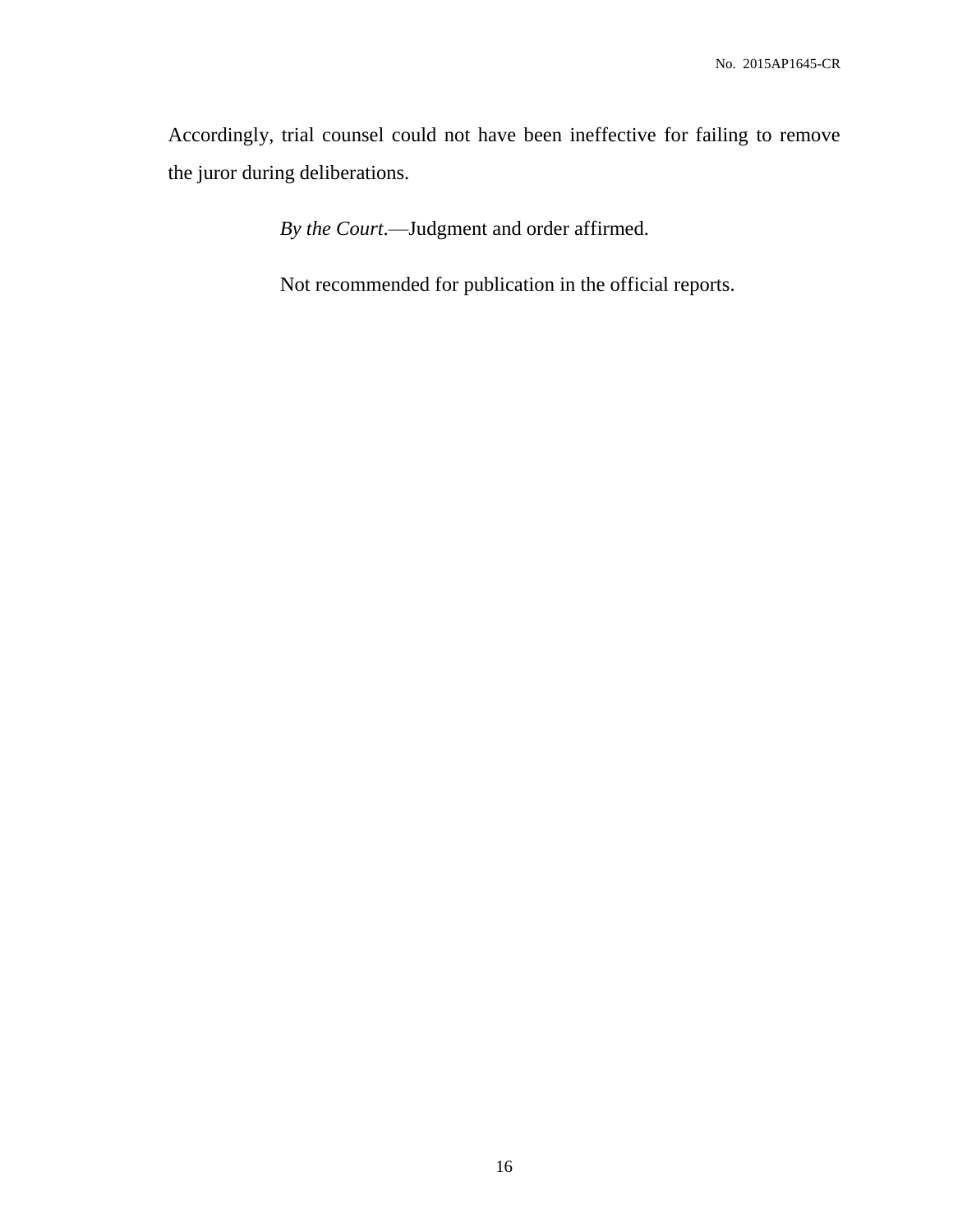Accordingly, trial counsel could not have been ineffective for failing to remove the juror during deliberations.

*By the Court.*—Judgment and order affirmed.

Not recommended for publication in the official reports.